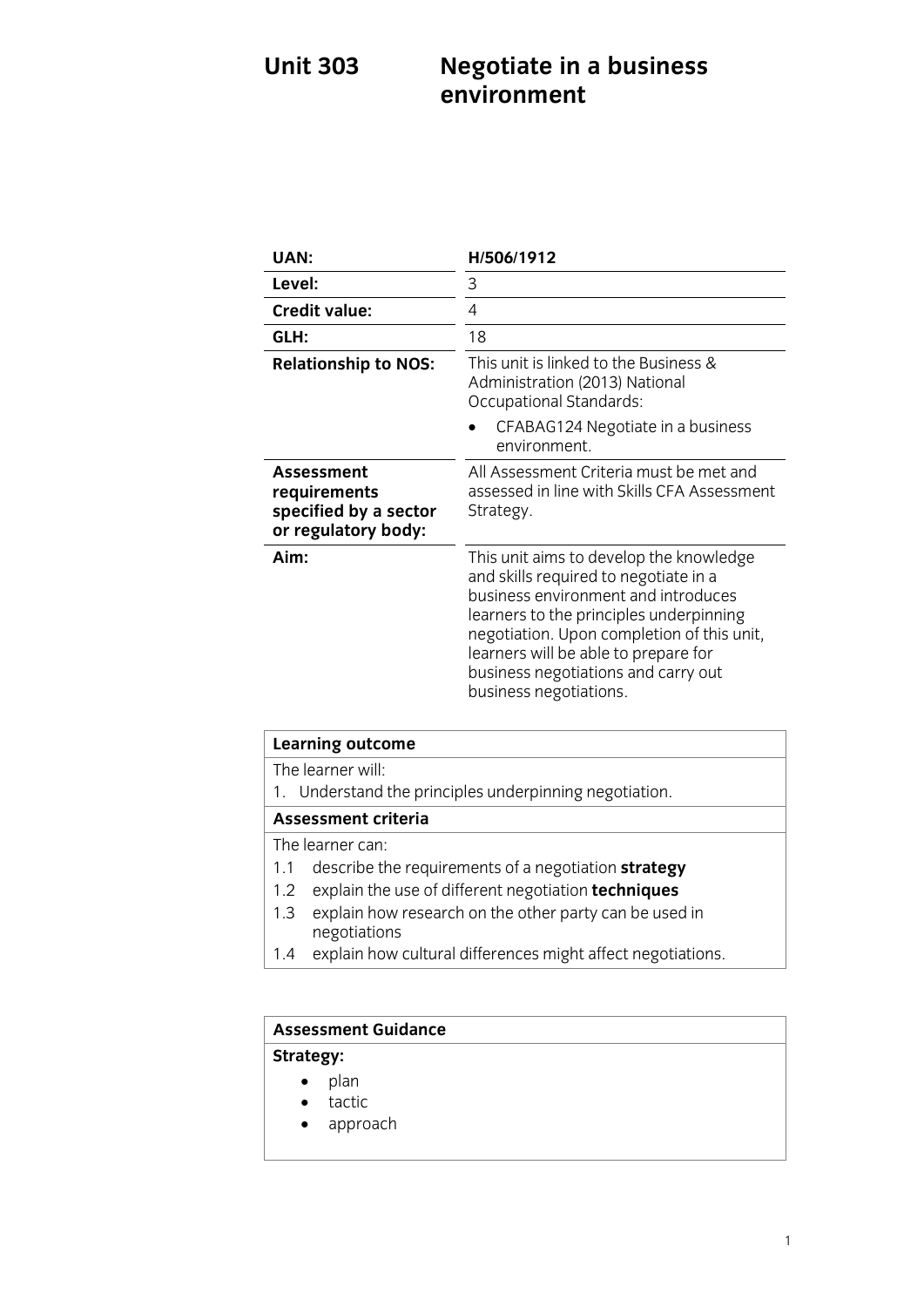# Unit 303 Negotiate in a business environment

| | |
|---|---|
| **UAN:** | **H/506/1912** |
| **Level:** | 3 |
| **Credit value:** | 4 |
| **GLH:** | 18 |
| **Relationship to NOS:** | This unit is linked to the Business & Administration (2013) National Occupational Standards:<br>• CFABAG124 Negotiate in a business environment. |
| **Assessment requirements specified by a sector or regulatory body:** | All Assessment Criteria must be met and assessed in line with Skills CFA Assessment Strategy. |
| **Aim:** | This unit aims to develop the knowledge and skills required to negotiate in a business environment and introduces learners to the principles underpinning negotiation. Upon completion of this unit, learners will be able to prepare for business negotiations and carry out business negotiations. |

**Learning outcome**

The learner will:

1. Understand the principles underpinning negotiation.

**Assessment criteria**

The learner can:

1.1 describe the requirements of a negotiation **strategy**

1.2 explain the use of different negotiation **techniques**

1.3 explain how research on the other party can be used in negotiations

1.4 explain how cultural differences might affect negotiations.

**Assessment Guidance**

**Strategy:**

- plan
- tactic
- approach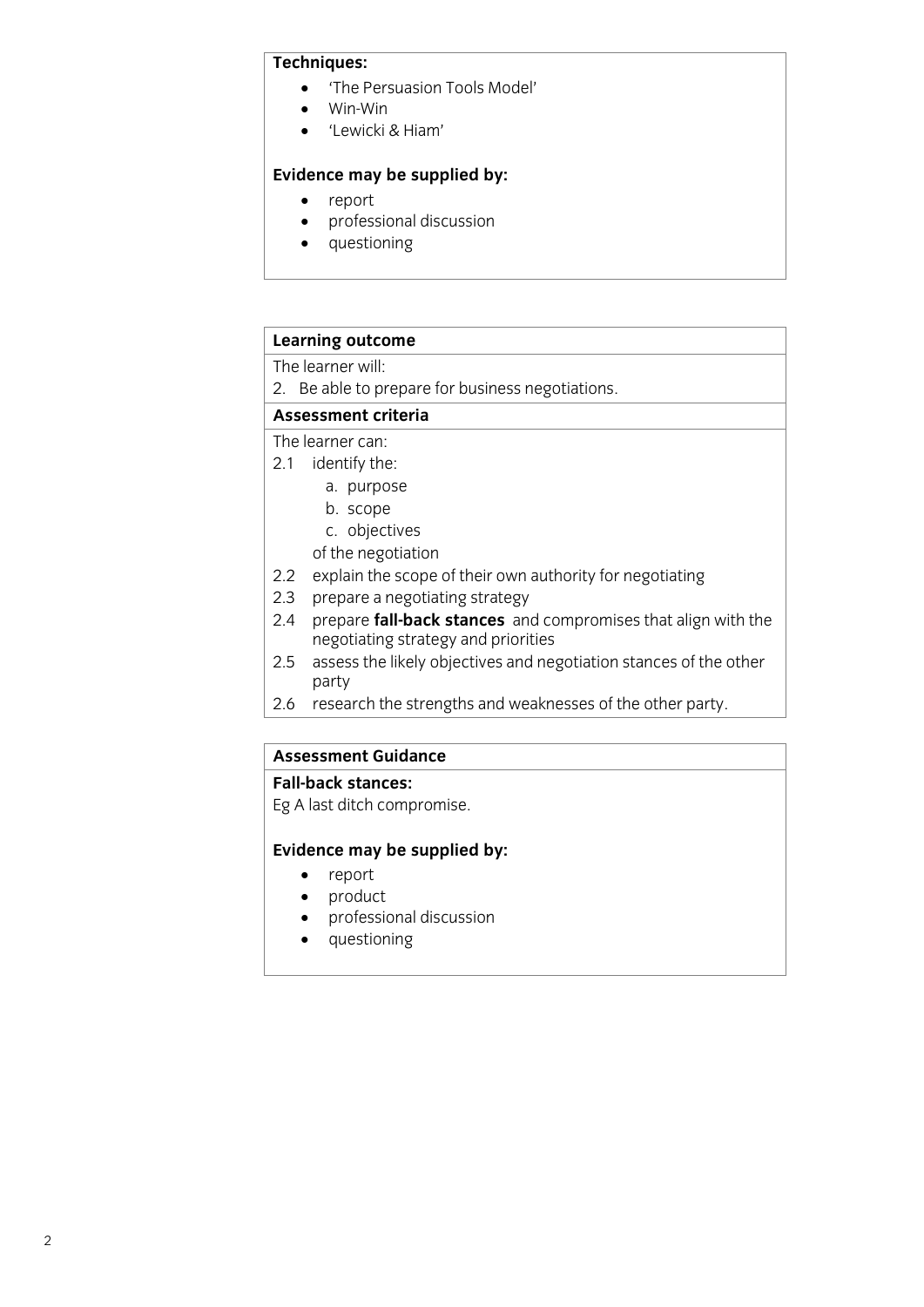**Techniques:**

- 'The Persuasion Tools Model'
- Win-Win
- 'Lewicki & Hiam'

**Evidence may be supplied by:**

- report
- professional discussion
- questioning

**Learning outcome**

The learner will:

2. Be able to prepare for business negotiations.

**Assessment criteria**

The learner can:

2.1 identify the:
   a. purpose
   b. scope
   c. objectives

   of the negotiation

2.2 explain the scope of their own authority for negotiating

2.3 prepare a negotiating strategy

2.4 prepare **fall-back stances** and compromises that align with the negotiating strategy and priorities

2.5 assess the likely objectives and negotiation stances of the other party

2.6 research the strengths and weaknesses of the other party.

**Assessment Guidance**

**Fall-back stances:**

Eg A last ditch compromise.

**Evidence may be supplied by:**

- report
- product
- professional discussion
- questioning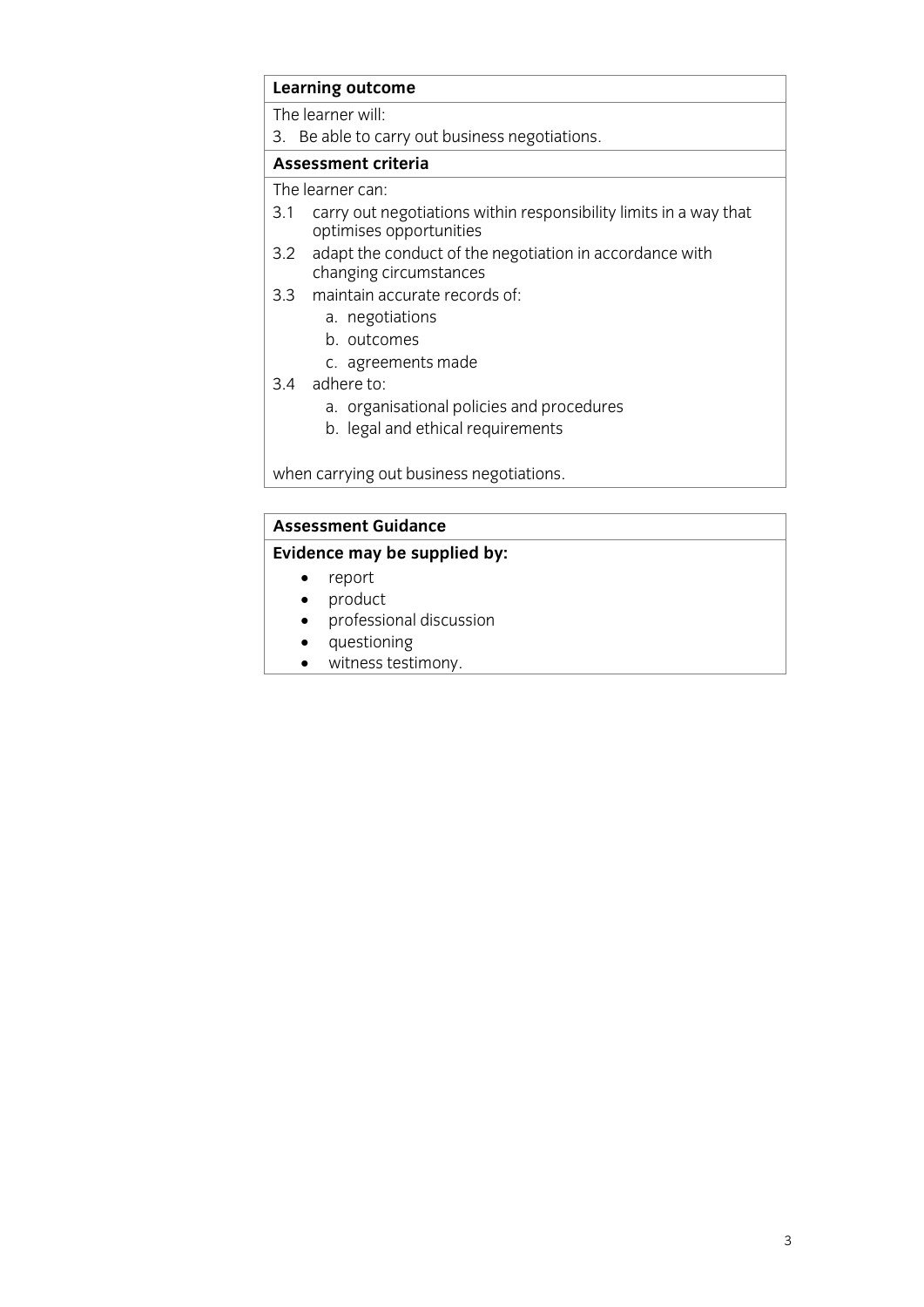| **Learning outcome** |
| --- |
| The learner will: |
| 3. Be able to carry out business negotiations. |
| **Assessment criteria** |
| The learner can:<br>3.1 carry out negotiations within responsibility limits in a way that optimises opportunities<br>3.2 adapt the conduct of the negotiation in accordance with changing circumstances<br>3.3 maintain accurate records of:<br>a. negotiations<br>b. outcomes<br>c. agreements made<br>3.4 adhere to:<br>a. organisational policies and procedures<br>b. legal and ethical requirements<br><br>when carrying out business negotiations. |

| **Assessment Guidance** |
| --- |
| **Evidence may be supplied by:**<br>• report<br>• product<br>• professional discussion<br>• questioning<br>• witness testimony. |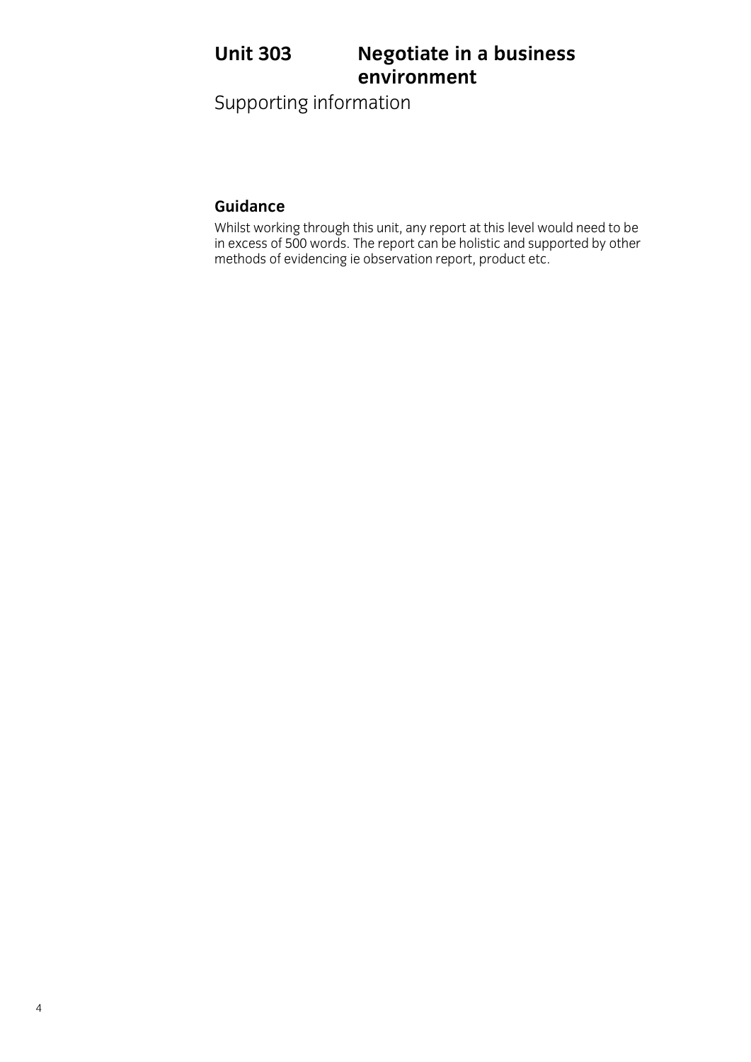# Unit 303 Negotiate in a business environment

Supporting information

## Guidance

Whilst working through this unit, any report at this level would need to be in excess of 500 words. The report can be holistic and supported by other methods of evidencing ie observation report, product etc.